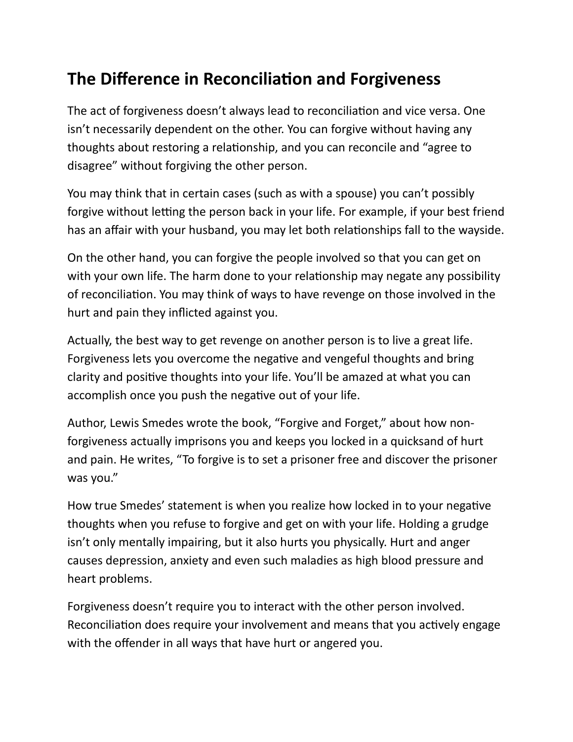## The Difference in Reconciliation and Forgiveness

The act of forgiveness doesn't always lead to reconciliation and vice versa. One isn't necessarily dependent on the other. You can forgive without having any thoughts about restoring a relationship, and you can reconcile and "agree to disagree" without forgiving the other person.

You may think that in certain cases (such as with a spouse) you can't possibly forgive without letting the person back in your life. For example, if your best friend has an affair with your husband, you may let both relationships fall to the wayside.

On the other hand, you can forgive the people involved so that you can get on with your own life. The harm done to your relationship may negate any possibility of reconciliation. You may think of ways to have revenge on those involved in the hurt and pain they inflicted against you.

Actually, the best way to get revenge on another person is to live a great life. Forgiveness lets you overcome the negative and vengeful thoughts and bring clarity and positive thoughts into your life. You'll be amazed at what you can accomplish once you push the negative out of your life.

Author, Lewis Smedes wrote the book, "Forgive and Forget," about how non-forgiveness actually imprisons you and keeps you locked in a quicksand of hurt and pain. He writes, "To forgive is to set a prisoner free and discover the prisoner was you."

How true Smedes' statement is when you realize how locked in to your negative thoughts when you refuse to forgive and get on with your life. Holding a grudge isn't only mentally impairing, but it also hurts you physically. Hurt and anger causes depression, anxiety and even such maladies as high blood pressure and heart problems.

Forgiveness doesn't require you to interact with the other person involved. Reconciliation does require your involvement and means that you actively engage with the offender in all ways that have hurt or angered you.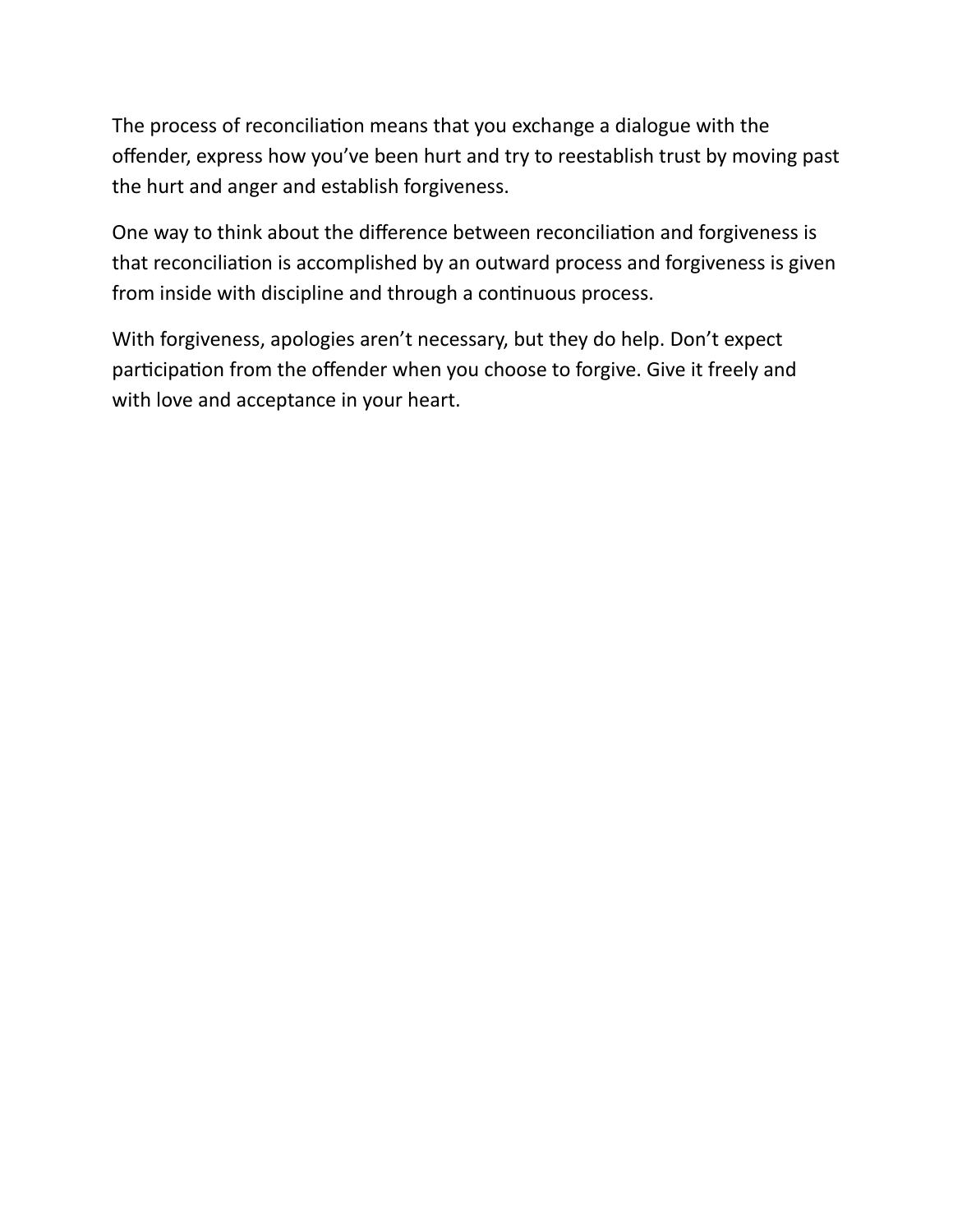The process of reconciliation means that you exchange a dialogue with the offender, express how you've been hurt and try to reestablish trust by moving past the hurt and anger and establish forgiveness.

One way to think about the difference between reconciliation and forgiveness is that reconciliation is accomplished by an outward process and forgiveness is given from inside with discipline and through a continuous process.

With forgiveness, apologies aren't necessary, but they do help. Don't expect participation from the offender when you choose to forgive. Give it freely and with love and acceptance in your heart.